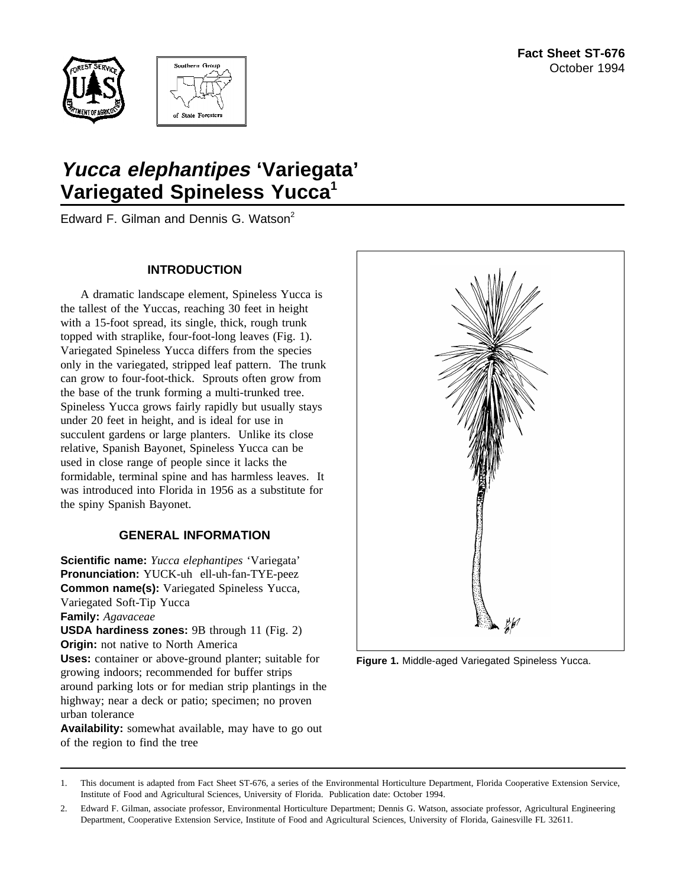**Fact Sheet ST-676**
October 1994

# *Yucca elephantipes* 'Variegata' Variegated Spineless Yucca[1]

Edward F. Gilman and Dennis G. Watson[2]

## INTRODUCTION

A dramatic landscape element, Spineless Yucca is the tallest of the Yuccas, reaching 30 feet in height with a 15-foot spread, its single, thick, rough trunk topped with straplike, four-foot-long leaves (Fig. 1). Variegated Spineless Yucca differs from the species only in the variegated, stripped leaf pattern. The trunk can grow to four-foot-thick. Sprouts often grow from the base of the trunk forming a multi-trunked tree. Spineless Yucca grows fairly rapidly but usually stays under 20 feet in height, and is ideal for use in succulent gardens or large planters. Unlike its close relative, Spanish Bayonet, Spineless Yucca can be used in close range of people since it lacks the formidable, terminal spine and has harmless leaves. It was introduced into Florida in 1956 as a substitute for the spiny Spanish Bayonet.

## GENERAL INFORMATION

**Scientific name:** *Yucca elephantipes* 'Variegata'
**Pronunciation:** YUCK-uh ell-uh-fan-TYE-peez
**Common name(s):** Variegated Spineless Yucca, Variegated Soft-Tip Yucca
**Family:** *Agavaceae*
**USDA hardiness zones:** 9B through 11 (Fig. 2)
**Origin:** not native to North America
**Uses:** container or above-ground planter; suitable for growing indoors; recommended for buffer strips around parking lots or for median strip plantings in the highway; near a deck or patio; specimen; no proven urban tolerance
**Availability:** somewhat available, may have to go out of the region to find the tree

**Figure 1.** Middle-aged Variegated Spineless Yucca.

1. This document is adapted from Fact Sheet ST-676, a series of the Environmental Horticulture Department, Florida Cooperative Extension Service, Institute of Food and Agricultural Sciences, University of Florida. Publication date: October 1994.

2. Edward F. Gilman, associate professor, Environmental Horticulture Department; Dennis G. Watson, associate professor, Agricultural Engineering Department, Cooperative Extension Service, Institute of Food and Agricultural Sciences, University of Florida, Gainesville FL 32611.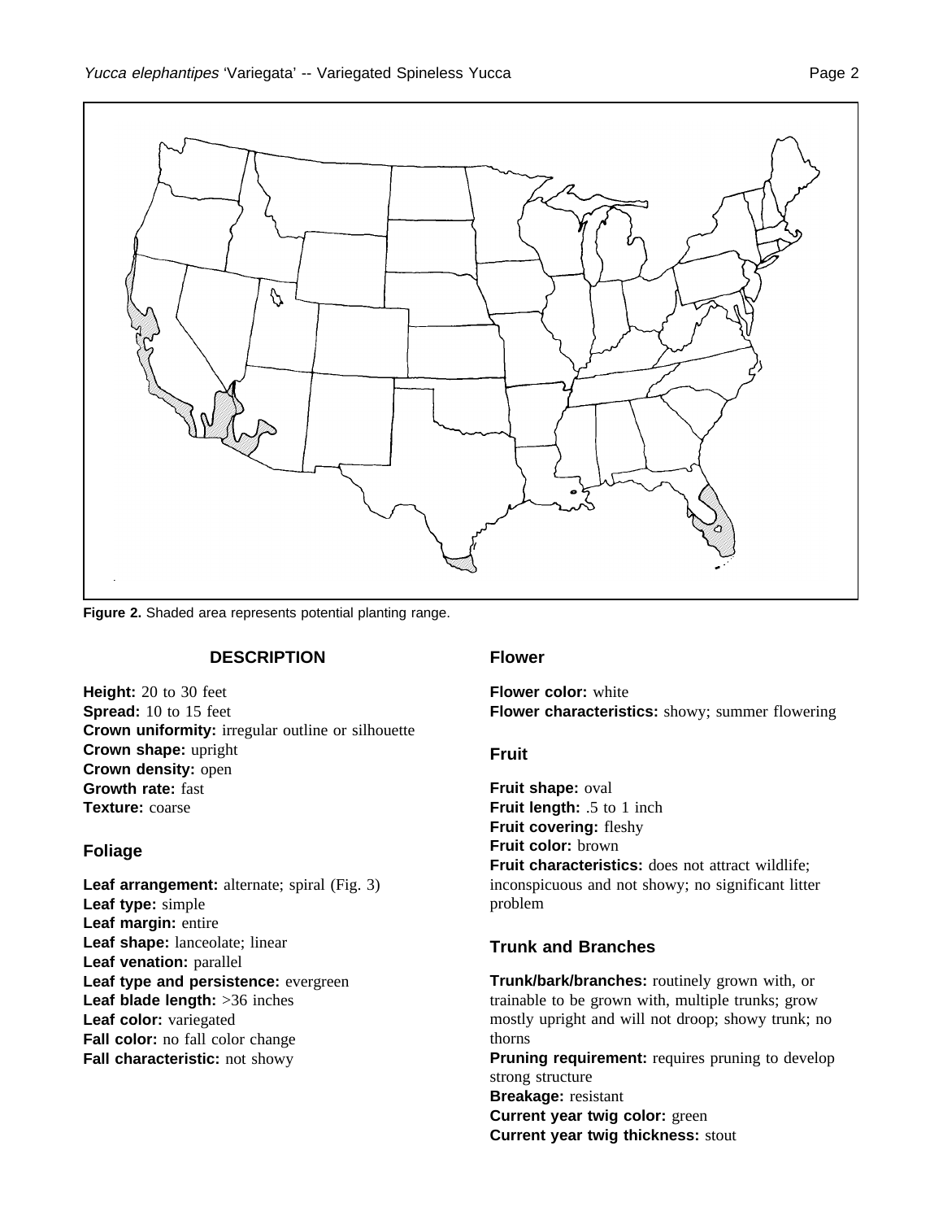**Figure 2.** Shaded area represents potential planting range.

## DESCRIPTION

**Height:** 20 to 30 feet
**Spread:** 10 to 15 feet
**Crown uniformity:** irregular outline or silhouette
**Crown shape:** upright
**Crown density:** open
**Growth rate:** fast
**Texture:** coarse

### Foliage

**Leaf arrangement:** alternate; spiral (Fig. 3)
**Leaf type:** simple
**Leaf margin:** entire
**Leaf shape:** lanceolate; linear
**Leaf venation:** parallel
**Leaf type and persistence:** evergreen
**Leaf blade length:** >36 inches
**Leaf color:** variegated
**Fall color:** no fall color change
**Fall characteristic:** not showy

### Flower

**Flower color:** white
**Flower characteristics:** showy; summer flowering

### Fruit

**Fruit shape:** oval
**Fruit length:** .5 to 1 inch
**Fruit covering:** fleshy
**Fruit color:** brown
**Fruit characteristics:** does not attract wildlife; inconspicuous and not showy; no significant litter problem

### Trunk and Branches

**Trunk/bark/branches:** routinely grown with, or trainable to be grown with, multiple trunks; grow mostly upright and will not droop; showy trunk; no thorns
**Pruning requirement:** requires pruning to develop strong structure
**Breakage:** resistant
**Current year twig color:** green
**Current year twig thickness:** stout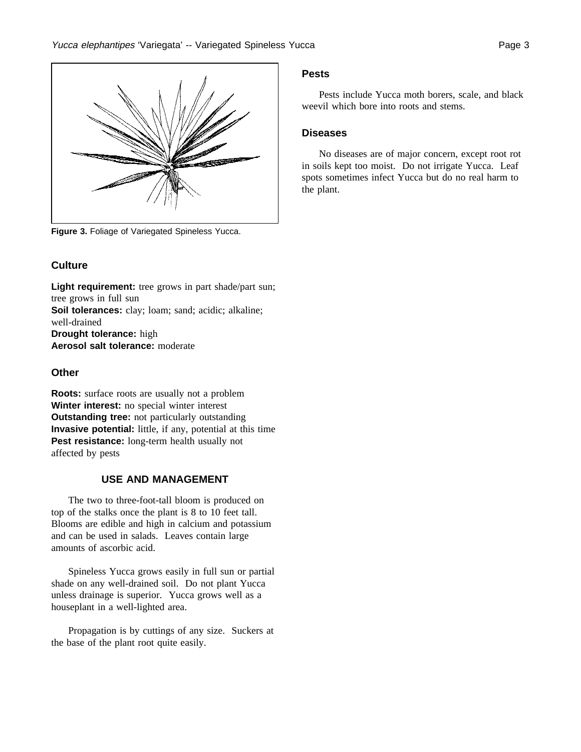**Figure 3.** Foliage of Variegated Spineless Yucca.

## Culture

**Light requirement:** tree grows in part shade/part sun; tree grows in full sun
**Soil tolerances:** clay; loam; sand; acidic; alkaline; well-drained
**Drought tolerance:** high
**Aerosol salt tolerance:** moderate

## Other

**Roots:** surface roots are usually not a problem
**Winter interest:** no special winter interest
**Outstanding tree:** not particularly outstanding
**Invasive potential:** little, if any, potential at this time
**Pest resistance:** long-term health usually not affected by pests

## USE AND MANAGEMENT

The two to three-foot-tall bloom is produced on top of the stalks once the plant is 8 to 10 feet tall. Blooms are edible and high in calcium and potassium and can be used in salads. Leaves contain large amounts of ascorbic acid.

Spineless Yucca grows easily in full sun or partial shade on any well-drained soil. Do not plant Yucca unless drainage is superior. Yucca grows well as a houseplant in a well-lighted area.

Propagation is by cuttings of any size. Suckers at the base of the plant root quite easily.

## Pests

Pests include Yucca moth borers, scale, and black weevil which bore into roots and stems.

## Diseases

No diseases are of major concern, except root rot in soils kept too moist. Do not irrigate Yucca. Leaf spots sometimes infect Yucca but do no real harm to the plant.